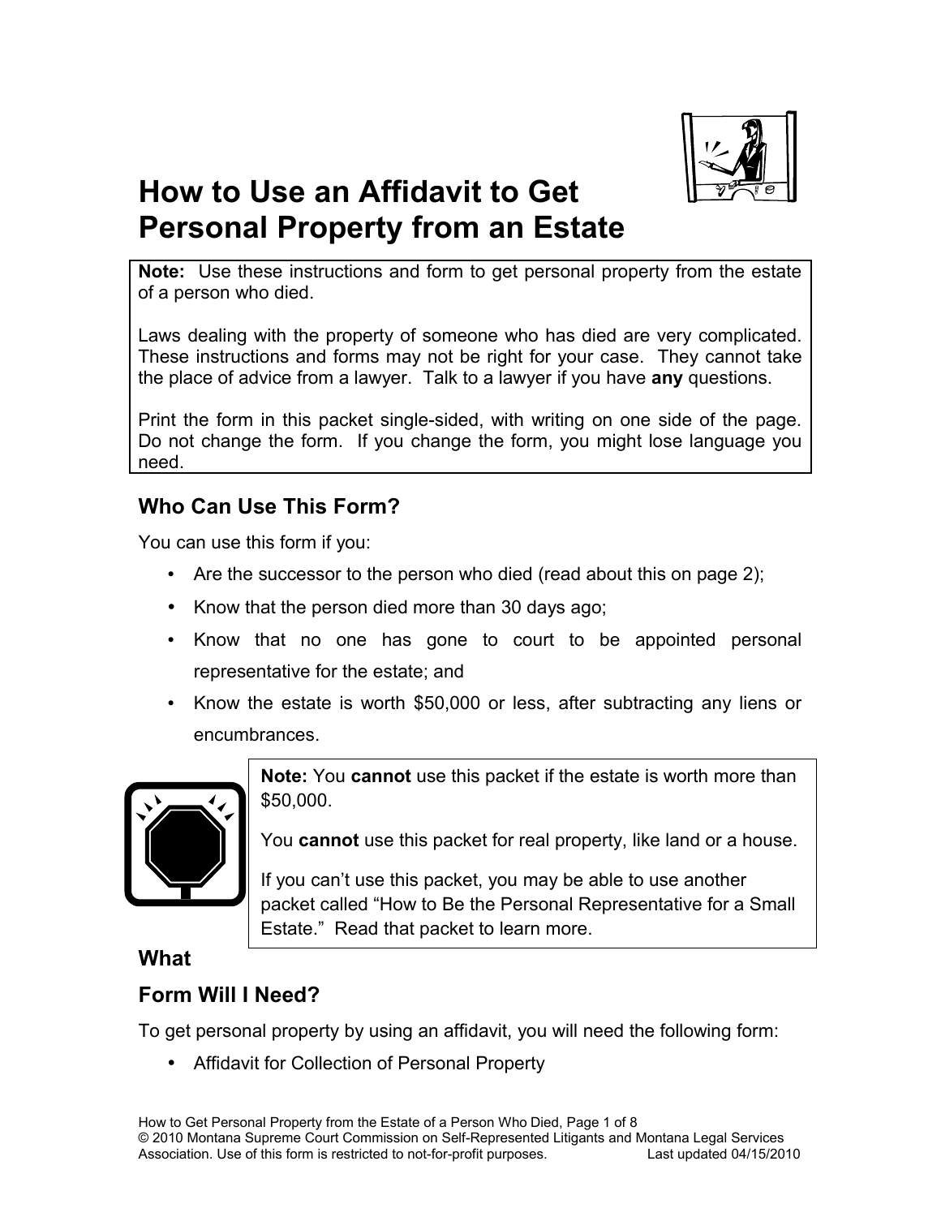# How to Use an Affidavit to Get Personal Property from an Estate

> **Note:** Use these instructions and form to get personal property from the estate of a person who died.
>
> Laws dealing with the property of someone who has died are very complicated. These instructions and forms may not be right for your case. They cannot take the place of advice from a lawyer. Talk to a lawyer if you have **any** questions.
>
> Print the form in this packet single-sided, with writing on one side of the page. Do not change the form. If you change the form, you might lose language you need.

## Who Can Use This Form?

You can use this form if you:

- Are the successor to the person who died (read about this on page 2);
- Know that the person died more than 30 days ago;
- Know that no one has gone to court to be appointed personal representative for the estate; and
- Know the estate is worth $50,000 or less, after subtracting any liens or encumbrances.

> **Note:** You **cannot** use this packet if the estate is worth more than $50,000.
>
> You **cannot** use this packet for real property, like land or a house.
>
> If you can't use this packet, you may be able to use another packet called "How to Be the Personal Representative for a Small Estate." Read that packet to learn more.

## What Form Will I Need?

To get personal property by using an affidavit, you will need the following form:

- Affidavit for Collection of Personal Property

© 2010 Montana Supreme Court Commission on Self-Represented Litigants and Montana Legal Services Association. Use of this form is restricted to not-for-profit purposes. Last updated 04/15/2010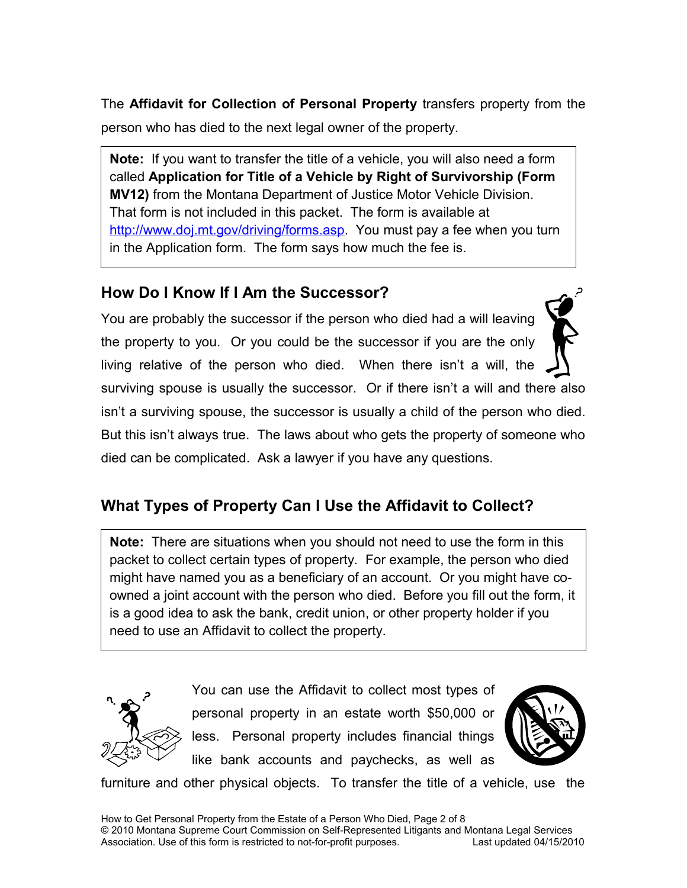The **Affidavit for Collection of Personal Property** transfers property from the person who has died to the next legal owner of the property.

> **Note:** If you want to transfer the title of a vehicle, you will also need a form called **Application for Title of a Vehicle by Right of Survivorship (Form MV12)** from the Montana Department of Justice Motor Vehicle Division. That form is not included in this packet. The form is available at http://www.doj.mt.gov/driving/forms.asp. You must pay a fee when you turn in the Application form. The form says how much the fee is.

## How Do I Know If I Am the Successor?

You are probably the successor if the person who died had a will leaving the property to you. Or you could be the successor if you are the only living relative of the person who died. When there isn't a will, the surviving spouse is usually the successor. Or if there isn't a will and there also isn't a surviving spouse, the successor is usually a child of the person who died. But this isn't always true. The laws about who gets the property of someone who died can be complicated. Ask a lawyer if you have any questions.

## What Types of Property Can I Use the Affidavit to Collect?

> **Note:** There are situations when you should not need to use the form in this packet to collect certain types of property. For example, the person who died might have named you as a beneficiary of an account. Or you might have co-owned a joint account with the person who died. Before you fill out the form, it is a good idea to ask the bank, credit union, or other property holder if you need to use an Affidavit to collect the property.

You can use the Affidavit to collect most types of personal property in an estate worth $50,000 or less. Personal property includes financial things like bank accounts and paychecks, as well as furniture and other physical objects. To transfer the title of a vehicle, use the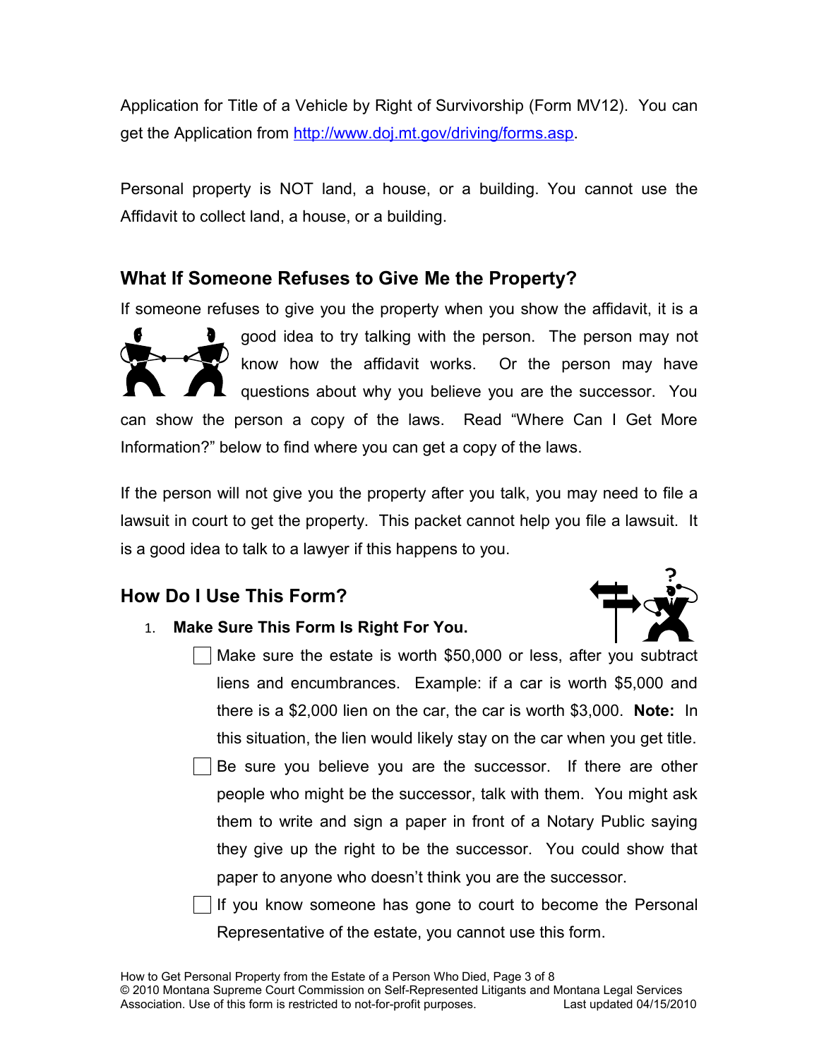Application for Title of a Vehicle by Right of Survivorship (Form MV12). You can get the Application from [http://www.doj.mt.gov/driving/forms.asp](http://www.doj.mt.gov/driving/forms.asp).

Personal property is NOT land, a house, or a building. You cannot use the Affidavit to collect land, a house, or a building.

## What If Someone Refuses to Give Me the Property?

If someone refuses to give you the property when you show the affidavit, it is a good idea to try talking with the person. The person may not know how the affidavit works. Or the person may have questions about why you believe you are the successor. You can show the person a copy of the laws. Read "Where Can I Get More Information?" below to find where you can get a copy of the laws.

If the person will not give you the property after you talk, you may need to file a lawsuit in court to get the property. This packet cannot help you file a lawsuit. It is a good idea to talk to a lawyer if this happens to you.

## How Do I Use This Form?

1. **Make Sure This Form Is Right For You.**
   - ☐ Make sure the estate is worth $50,000 or less, after you subtract liens and encumbrances. Example: if a car is worth $5,000 and there is a $2,000 lien on the car, the car is worth $3,000. **Note:** In this situation, the lien would likely stay on the car when you get title.
   - ☐ Be sure you believe you are the successor. If there are other people who might be the successor, talk with them. You might ask them to write and sign a paper in front of a Notary Public saying they give up the right to be the successor. You could show that paper to anyone who doesn't think you are the successor.
   - ☐ If you know someone has gone to court to become the Personal Representative of the estate, you cannot use this form.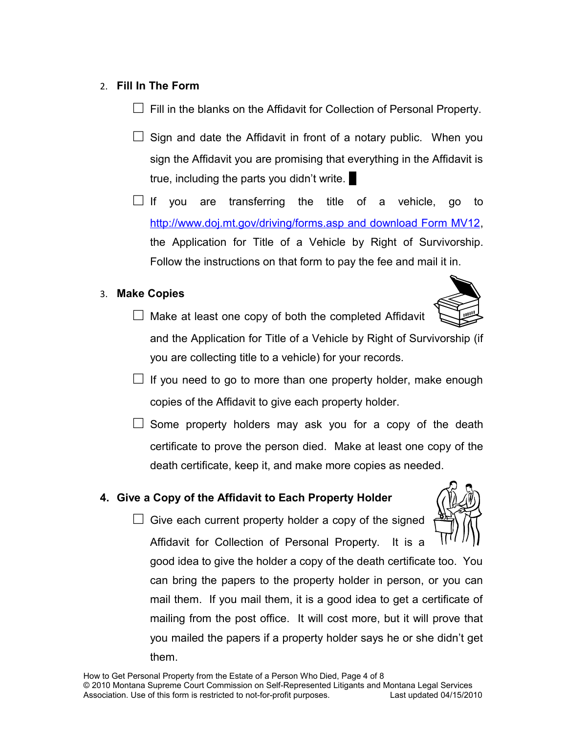2. **Fill In The Form**

- ☐ Fill in the blanks on the Affidavit for Collection of Personal Property.
- ☐ Sign and date the Affidavit in front of a notary public. When you sign the Affidavit you are promising that everything in the Affidavit is true, including the parts you didn't write.
- ☐ If you are transferring the title of a vehicle, go to http://www.doj.mt.gov/driving/forms.asp and download Form MV12, the Application for Title of a Vehicle by Right of Survivorship. Follow the instructions on that form to pay the fee and mail it in.

3. **Make Copies**

- ☐ Make at least one copy of both the completed Affidavit and the Application for Title of a Vehicle by Right of Survivorship (if you are collecting title to a vehicle) for your records.
- ☐ If you need to go to more than one property holder, make enough copies of the Affidavit to give each property holder.
- ☐ Some property holders may ask you for a copy of the death certificate to prove the person died. Make at least one copy of the death certificate, keep it, and make more copies as needed.

4. **Give a Copy of the Affidavit to Each Property Holder**

- ☐ Give each current property holder a copy of the signed Affidavit for Collection of Personal Property. It is a good idea to give the holder a copy of the death certificate too. You can bring the papers to the property holder in person, or you can mail them. If you mail them, it is a good idea to get a certificate of mailing from the post office. It will cost more, but it will prove that you mailed the papers if a property holder says he or she didn't get them.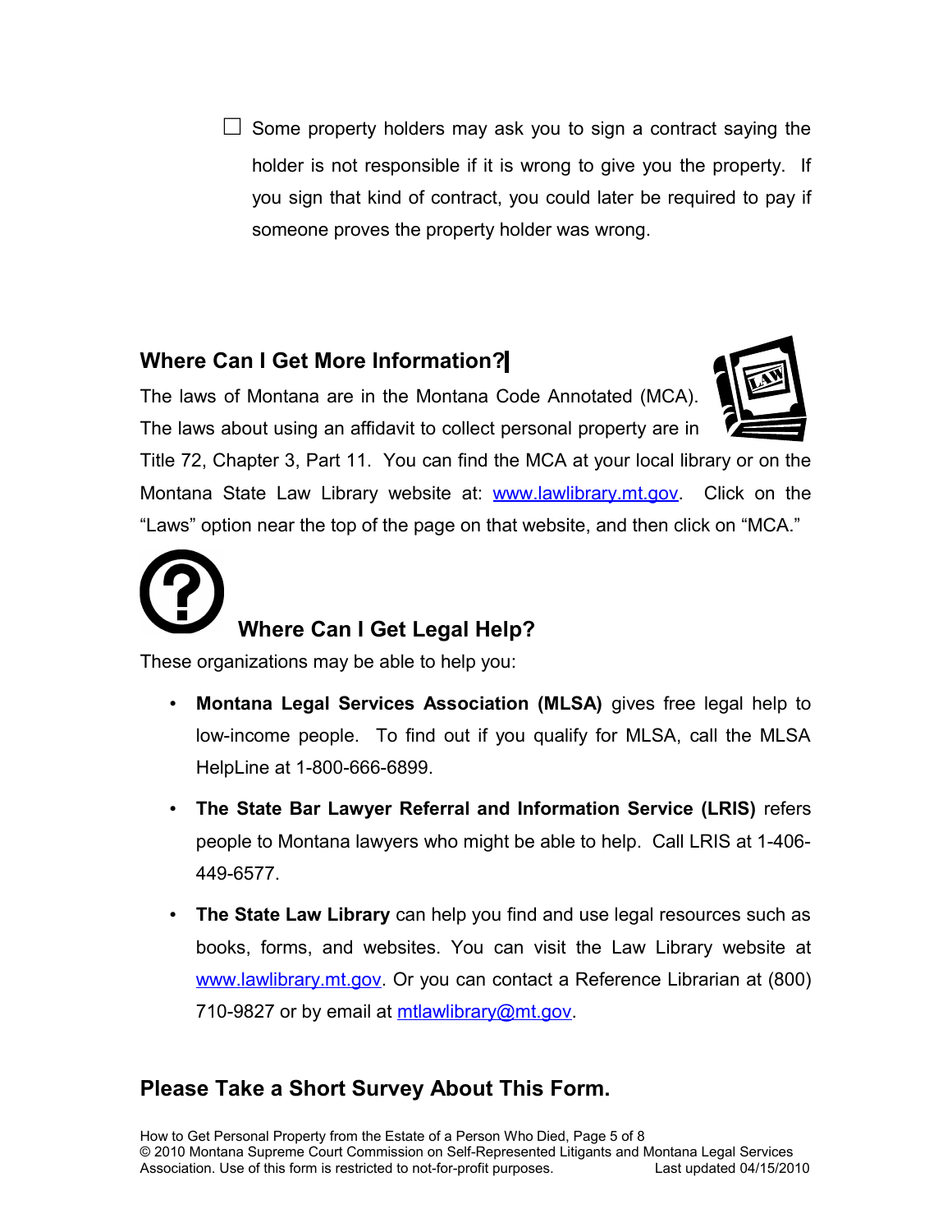- [ ] Some property holders may ask you to sign a contract saying the holder is not responsible if it is wrong to give you the property. If you sign that kind of contract, you could later be required to pay if someone proves the property holder was wrong.

## Where Can I Get More Information?

The laws of Montana are in the Montana Code Annotated (MCA). The laws about using an affidavit to collect personal property are in Title 72, Chapter 3, Part 11. You can find the MCA at your local library or on the Montana State Law Library website at: www.lawlibrary.mt.gov. Click on the "Laws" option near the top of the page on that website, and then click on "MCA."

## Where Can I Get Legal Help?

These organizations may be able to help you:

- **Montana Legal Services Association (MLSA)** gives free legal help to low-income people. To find out if you qualify for MLSA, call the MLSA HelpLine at 1-800-666-6899.
- **The State Bar Lawyer Referral and Information Service (LRIS)** refers people to Montana lawyers who might be able to help. Call LRIS at 1-406-449-6577.
- **The State Law Library** can help you find and use legal resources such as books, forms, and websites. You can visit the Law Library website at www.lawlibrary.mt.gov. Or you can contact a Reference Librarian at (800) 710-9827 or by email at mtlawlibrary@mt.gov.

## Please Take a Short Survey About This Form.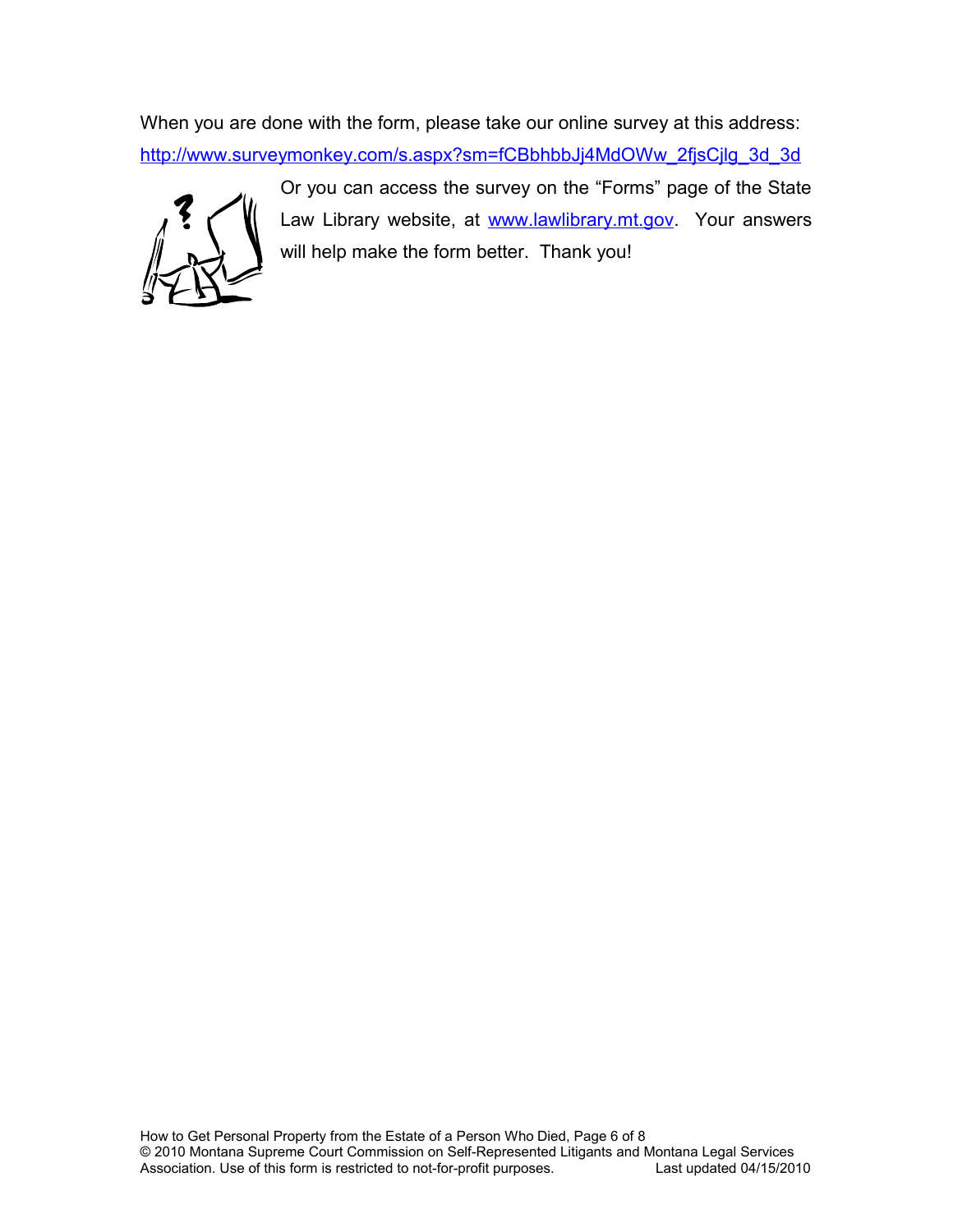When you are done with the form, please take our online survey at this address: http://www.surveymonkey.com/s.aspx?sm=fCBbhbbJj4MdOWw_2fjsCjlg_3d_3d

Or you can access the survey on the "Forms" page of the State Law Library website, at www.lawlibrary.mt.gov. Your answers will help make the form better. Thank you!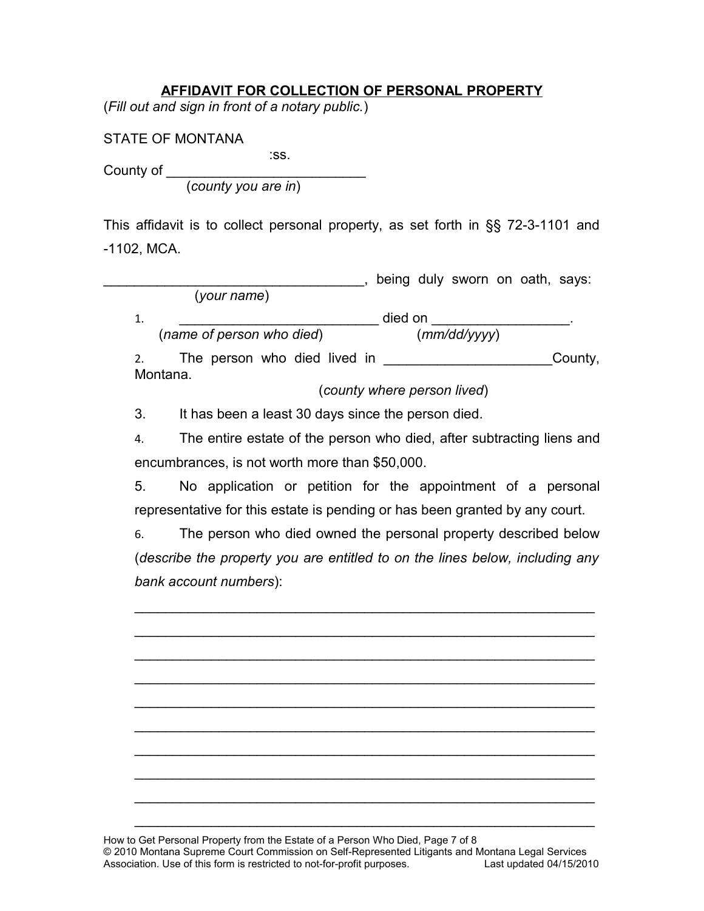## AFFIDAVIT FOR COLLECTION OF PERSONAL PROPERTY

(*Fill out and sign in front of a notary public.*)

STATE OF MONTANA
:ss.
County of ________________________
(*county you are in*)

This affidavit is to collect personal property, as set forth in §§ 72-3-1101 and -1102, MCA.

________________________________, being duly sworn on oath, says:
(*your name*)

1. _________________________ died on _________________.
(*name of person who died*) (*mm/dd/yyyy*)

2. The person who died lived in _____________________County, Montana.
(*county where person lived*)

3. It has been a least 30 days since the person died.

4. The entire estate of the person who died, after subtracting liens and encumbrances, is not worth more than $50,000.

5. No application or petition for the appointment of a personal representative for this estate is pending or has been granted by any court.

6. The person who died owned the personal property described below (*describe the property you are entitled to on the lines below, including any bank account numbers*):

____________________________________________________________

____________________________________________________________

____________________________________________________________

____________________________________________________________

____________________________________________________________

____________________________________________________________

____________________________________________________________

____________________________________________________________

____________________________________________________________

____________________________________________________________

How to Get Personal Property from the Estate of a Person Who Died
© 2010 Montana Supreme Court Commission on Self-Represented Litigants and Montana Legal Services Association. Use of this form is restricted to not-for-profit purposes. Last updated 04/15/2010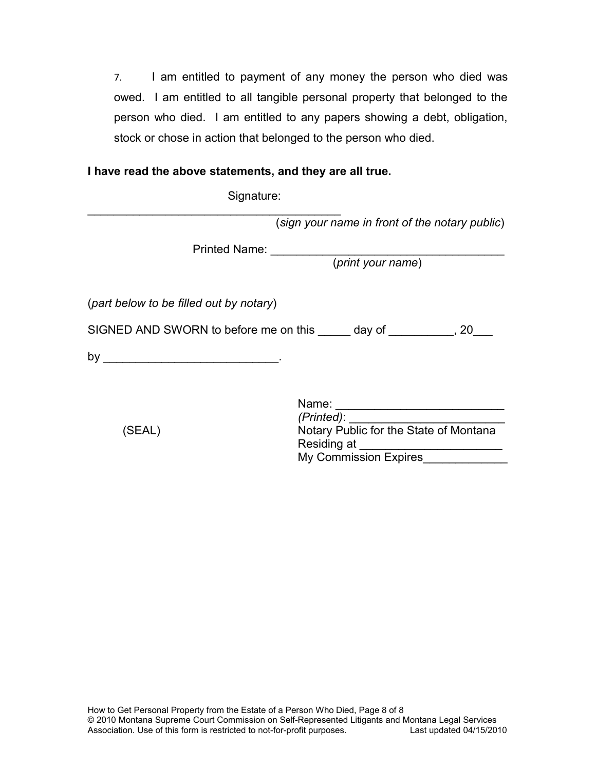7. I am entitled to payment of any money the person who died was owed. I am entitled to all tangible personal property that belonged to the person who died. I am entitled to any papers showing a debt, obligation, stock or chose in action that belonged to the person who died.

**I have read the above statements, and they are all true.**

Signature:

_______________________________________
(*sign your name in front of the notary public*)

Printed Name: ___________________________________
(*print your name*)

(*part below to be filled out by notary*)

SIGNED AND SWORN to before me on this _____ day of __________, 20___

by ___________________________.

(SEAL)

Name: _________________________
*(Printed)*: _______________________
Notary Public for the State of Montana
Residing at _____________________
My Commission Expires_____________

How to Get Personal Property from the Estate of a Person Who Died
© 2010 Montana Supreme Court Commission on Self-Represented Litigants and Montana Legal Services Association. Use of this form is restricted to not-for-profit purposes. Last updated 04/15/2010